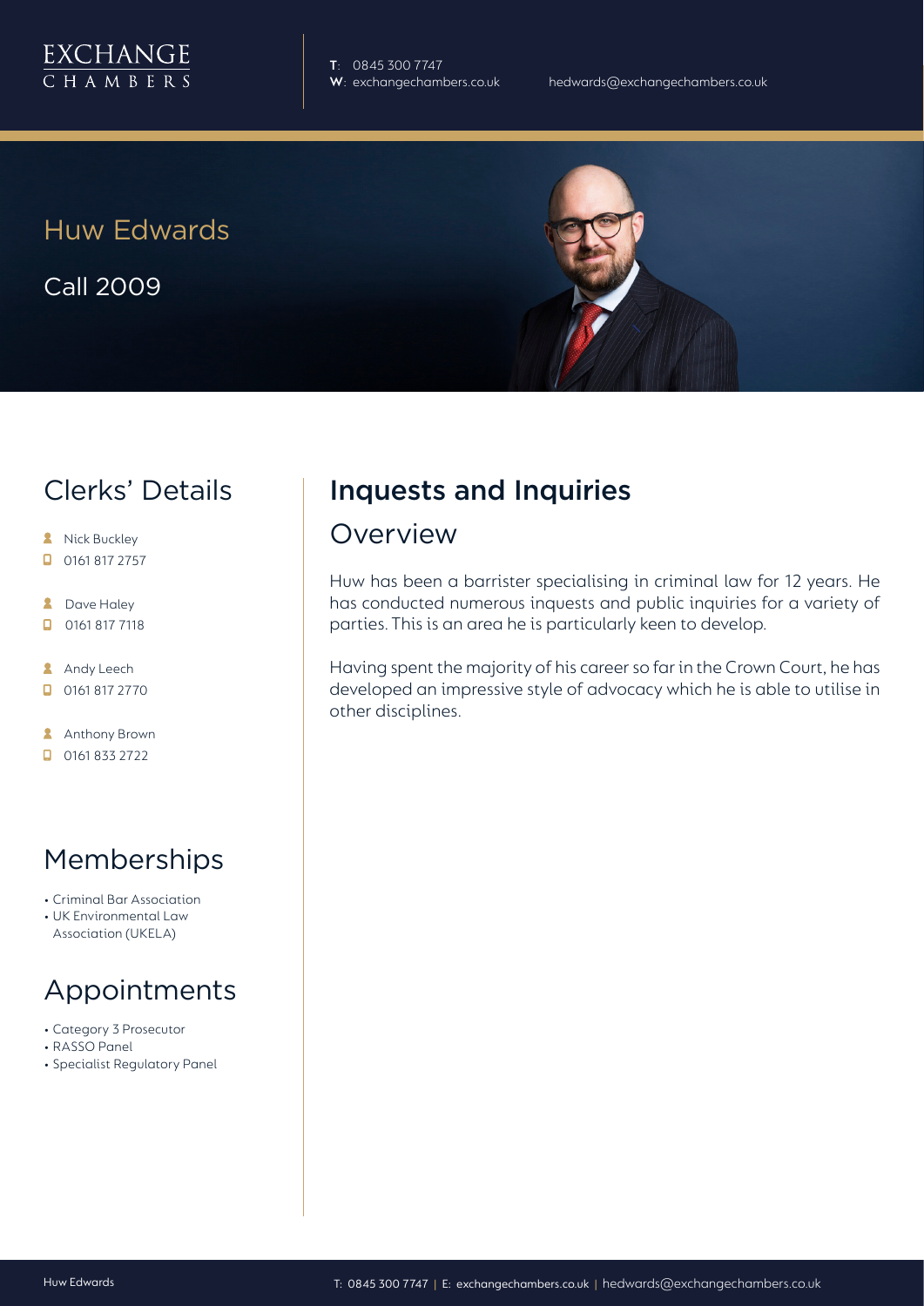EXCHANGE CHAMBERS

**T**: 0845 300 7747
**W**: exchangechambers.co.uk

hedwards@exchangechambers.co.uk

# Huw Edwards

Call 2009

## Clerks' Details

- Nick Buckley
- 0161 817 2757
- Dave Haley
- 0161 817 7118
- Andy Leech
- 0161 817 2770
- Anthony Brown
- 0161 833 2722

## Memberships

- Criminal Bar Association
- UK Environmental Law Association (UKELA)

## Appointments

- Category 3 Prosecutor
- RASSO Panel
- Specialist Regulatory Panel

## Inquests and Inquiries

### Overview

Huw has been a barrister specialising in criminal law for 12 years. He has conducted numerous inquests and public inquiries for a variety of parties. This is an area he is particularly keen to develop.

Having spent the majority of his career so far in the Crown Court, he has developed an impressive style of advocacy which he is able to utilise in other disciplines.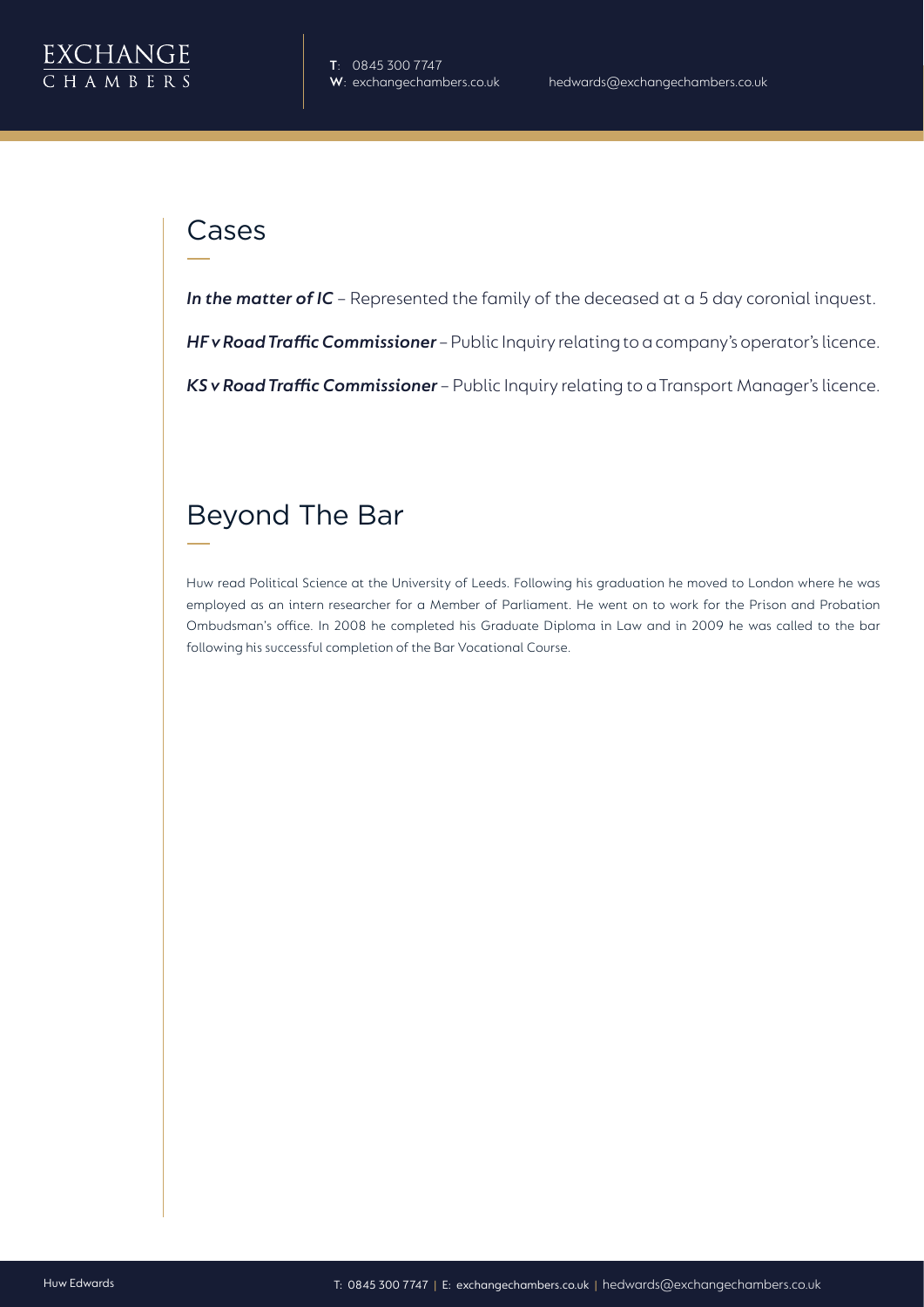## Cases

***In the matter of IC*** – Represented the family of the deceased at a 5 day coronial inquest.

***HF v Road Traffic Commissioner*** – Public Inquiry relating to a company's operator's licence.

***KS v Road Traffic Commissioner*** – Public Inquiry relating to a Transport Manager's licence.

## Beyond The Bar

Huw read Political Science at the University of Leeds. Following his graduation he moved to London where he was employed as an intern researcher for a Member of Parliament. He went on to work for the Prison and Probation Ombudsman's office. In 2008 he completed his Graduate Diploma in Law and in 2009 he was called to the bar following his successful completion of the Bar Vocational Course.